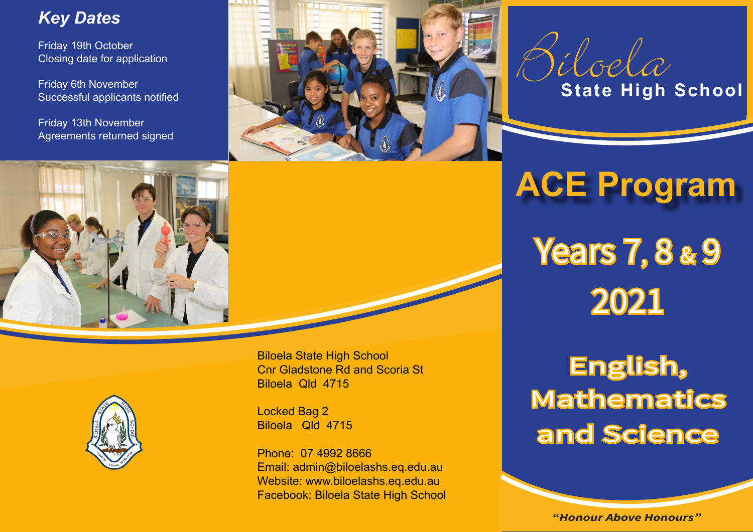## *Key Dates*

Friday 19th October
Closing date for application

Friday 6th November
Successful applicants notified

Friday 13th November
Agreements returned signed

Biloela State High School
Cnr Gladstone Rd and Scoria St
Biloela Qld 4715

Locked Bag 2
Biloela Qld 4715

Phone: 07 4992 8666
Email: admin@biloelashs.eq.edu.au
Website: www.biloelashs.eq.edu.au
Facebook: Biloela State High School

# Biloela State High School

# ACE Program

## Years 7, 8 & 9 2021

## English, Mathematics and Science

***"Honour Above Honours"***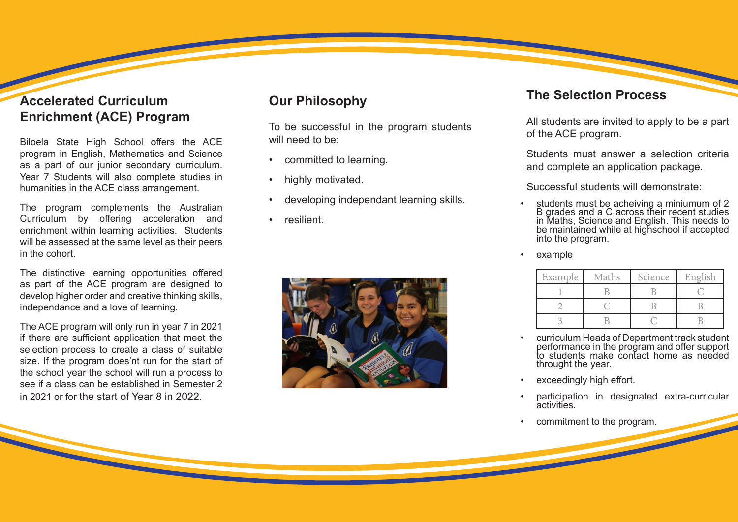## Accelerated Curriculum Enrichment (ACE) Program

Biloela State High School offers the ACE program in English, Mathematics and Science as a part of our junior secondary curriculum. Year 7 Students will also complete studies in humanities in the ACE class arrangement.

The program complements the Australian Curriculum by offering acceleration and enrichment within learning activities. Students will be assessed at the same level as their peers in the cohort.

The distinctive learning opportunities offered as part of the ACE program are designed to develop higher order and creative thinking skills, independance and a love of learning.

The ACE program will only run in year 7 in 2021 if there are sufficient application that meet the selection process to create a class of suitable size. If the program does'nt run for the start of the school year the school will run a process to see if a class can be established in Semester 2 in 2021 or for the start of Year 8 in 2022.

## Our Philosophy

To be successful in the program students will need to be:

- committed to learning.
- highly motivated.
- developing independant learning skills.
- resilient.

## The Selection Process

All students are invited to apply to be a part of the ACE program.

Students must answer a selection criteria and complete an application package.

Successful students will demonstrate:

- students must be acheiving a miniumum of 2 B grades and a C across their recent studies in Maths, Science and English. This needs to be maintained while at highschool if accepted into the program.
- example

| Example | Maths | Science | English |
| --- | --- | --- | --- |
| 1 | B | B | C |
| 2 | C | B | B |
| 3 | B | C | B |

- curriculum Heads of Department track student performance in the program and offer support to students make contact home as needed throught the year.
- exceedingly high effort.
- participation in designated extra-curricular activities.
- commitment to the program.